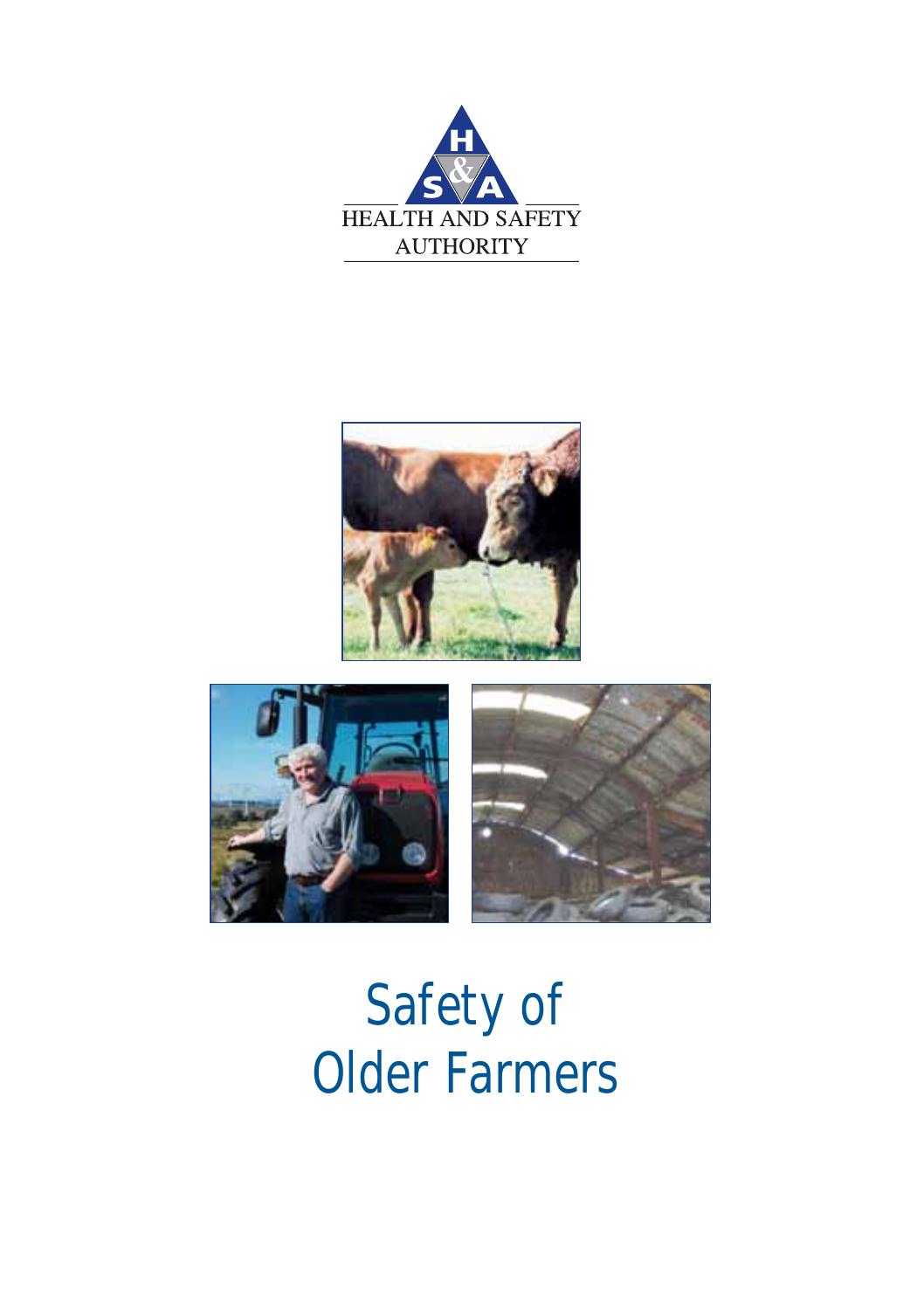HEALTH AND SAFETY AUTHORITY

# Safety of Older Farmers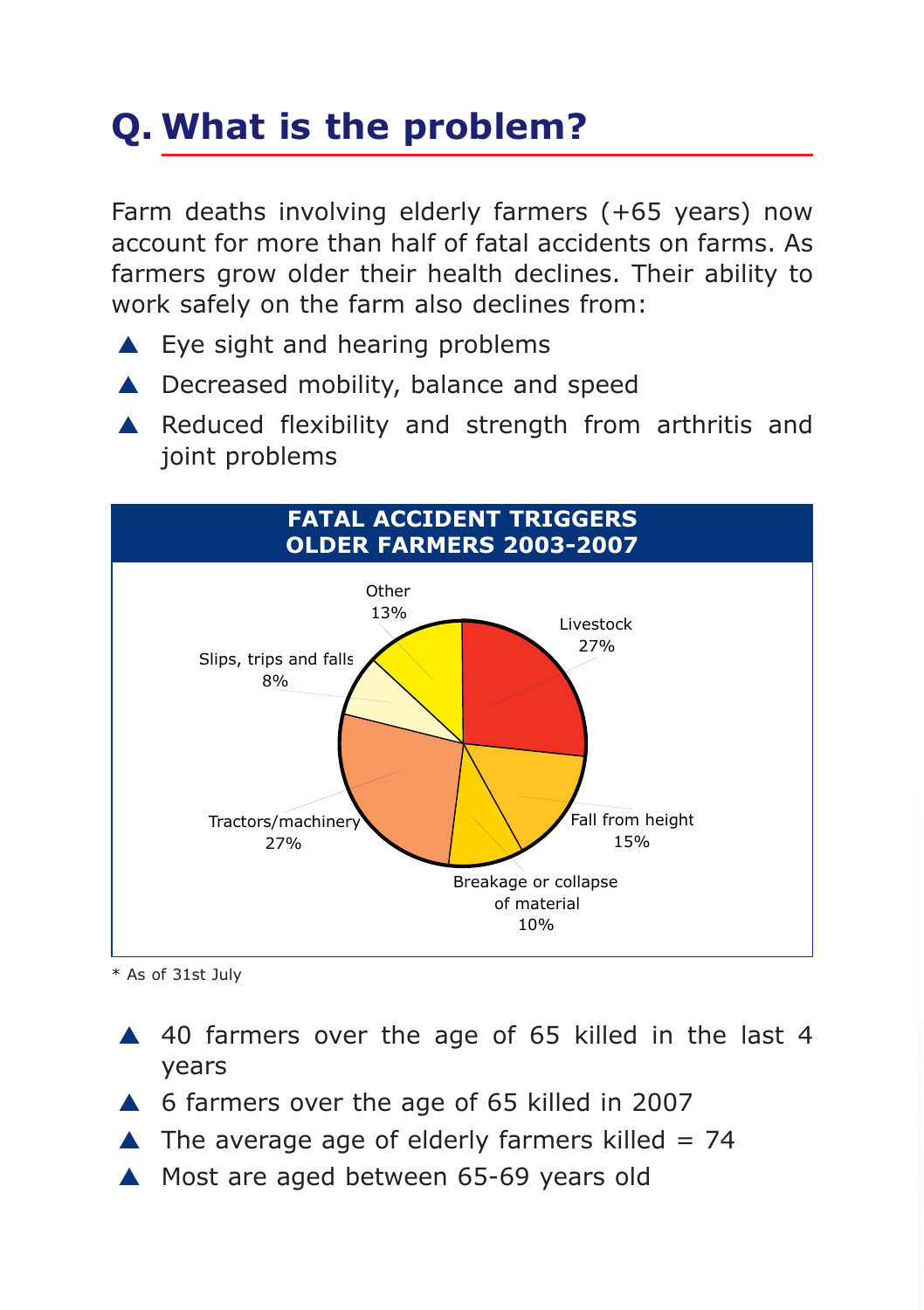# Q. What is the problem?

Farm deaths involving elderly farmers (+65 years) now account for more than half of fatal accidents on farms. As farmers grow older their health declines. Their ability to work safely on the farm also declines from:

- Eye sight and hearing problems
- Decreased mobility, balance and speed
- Reduced flexibility and strength from arthritis and joint problems

**FATAL ACCIDENT TRIGGERS OLDER FARMERS 2003-2007**

Other 13%
Livestock 27%
Slips, trips and falls 8%
Tractors/machinery 27%
Fall from height 15%
Breakage or collapse of material 10%

\* As of 31st July

- 40 farmers over the age of 65 killed in the last 4 years
- 6 farmers over the age of 65 killed in 2007
- The average age of elderly farmers killed = 74
- Most are aged between 65-69 years old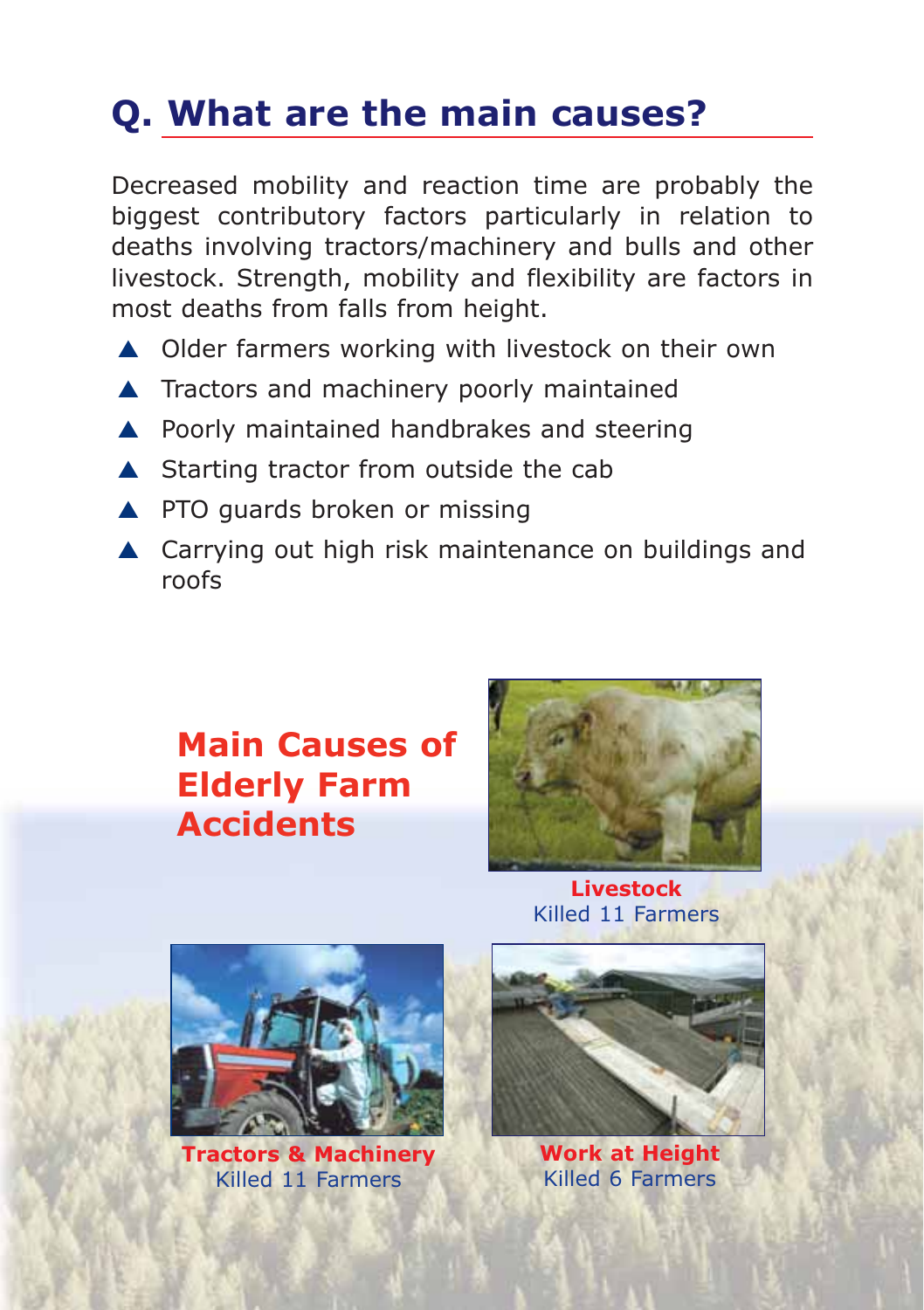# Q. What are the main causes?

Decreased mobility and reaction time are probably the biggest contributory factors particularly in relation to deaths involving tractors/machinery and bulls and other livestock. Strength, mobility and flexibility are factors in most deaths from falls from height.

- Older farmers working with livestock on their own
- Tractors and machinery poorly maintained
- Poorly maintained handbrakes and steering
- Starting tractor from outside the cab
- PTO guards broken or missing
- Carrying out high risk maintenance on buildings and roofs

## Main Causes of Elderly Farm Accidents

**Livestock**
Killed 11 Farmers

**Tractors & Machinery**
Killed 11 Farmers

**Work at Height**
Killed 6 Farmers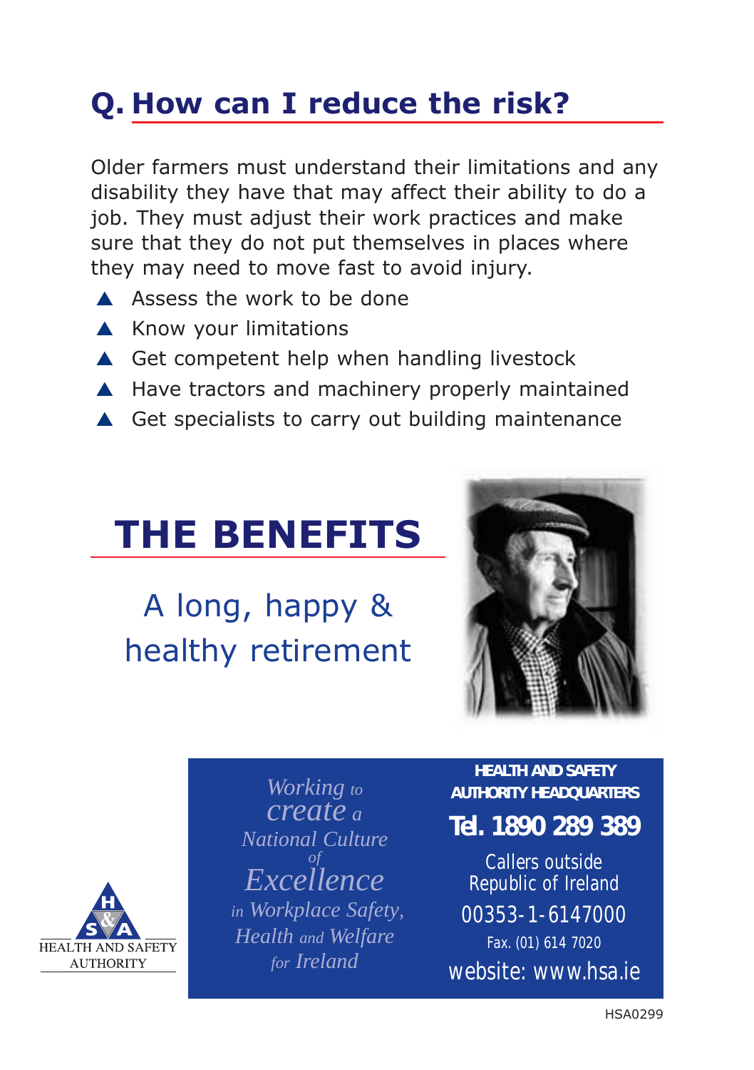## Q. How can I reduce the risk?

Older farmers must understand their limitations and any disability they have that may affect their ability to do a job. They must adjust their work practices and make sure that they do not put themselves in places where they may need to move fast to avoid injury.

- Assess the work to be done
- Know your limitations
- Get competent help when handling livestock
- Have tractors and machinery properly maintained
- Get specialists to carry out building maintenance

# THE BENEFITS

A long, happy & healthy retirement

HEALTH AND SAFETY AUTHORITY

*Working to create a National Culture of Excellence in Workplace Safety, Health and Welfare for Ireland*

**HEALTH AND SAFETY AUTHORITY HEADQUARTERS**

**Tel. 1890 289 389**

Callers outside Republic of Ireland

00353-1-6147000

Fax. (01) 614 7020

website: www.hsa.ie

HSA0299